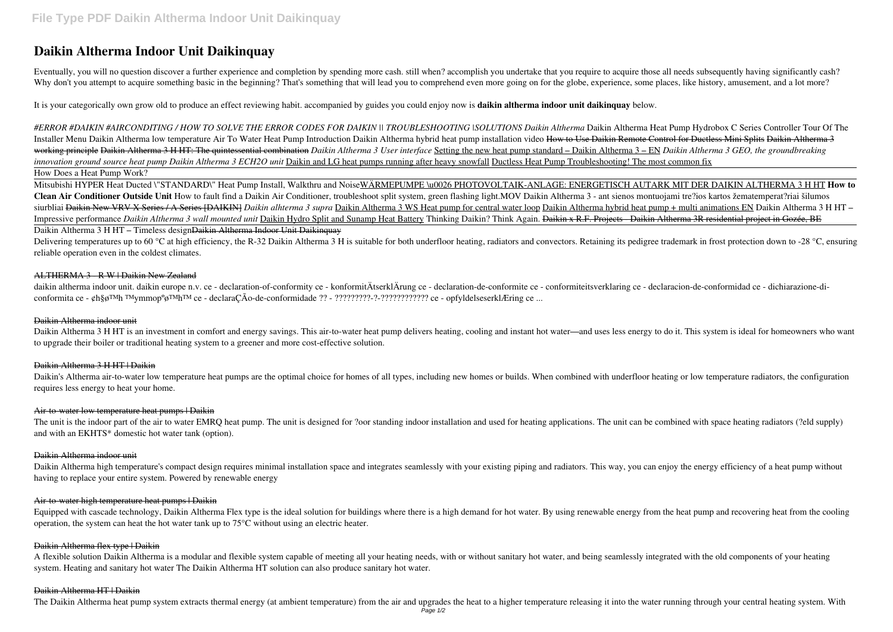# Daikin Altherma Indoor Unit Daikinquay

Eventually, you will no question discover a further experience and completion by spending more cash. still when? accomplish you undertake that you require to acquire those all needs subsequently having significantly cash? Why don't you attempt to acquire something basic in the beginning? That's something that will lead you to comprehend even more going on for the globe, experience, some places, like history, amusement, and a lot more?

It is your categorically own grow old to produce an effect reviewing habit. accompanied by guides you could enjoy now is **daikin altherma indoor unit daikinquay** below.

*#ERROR #DAIKIN #AIRCONDITING / HOW TO SOLVE THE ERROR CODES FOR DAIKIN || TROUBLESHOOTING |SOLUTIONS Daikin Altherma* Daikin Altherma Heat Pump Hydrobox C Series Controller Tour Of The Installer Menu Daikin Altherma low temperature Air To Water Heat Pump Introduction Daikin Altherma hybrid heat pump installation video ~~How to Use Daikin Remote Control for Ductless Mini Splits~~ ~~Daikin Altherma 3 working principle~~ ~~Daikin Altherma 3 H HT: The quintessential combination~~ *Daikin Altherma 3 User interface* Setting the new heat pump standard – Daikin Altherma 3 – EN *Daikin Altherma 3 GEO, the groundbreaking innovation ground source heat pump Daikin Altherma 3 ECH2O unit* Daikin and LG heat pumps running after heavy snowfall Ductless Heat Pump Troubleshooting! The most common fix

How Does a Heat Pump Work?

Mitsubishi HYPER Heat Ducted \"STANDARD\" Heat Pump Install, Walkthru and NoiseWÄRMEPUMPE \u0026 PHOTOVOLTAIK-ANLAGE: ENERGETISCH AUTARK MIT DER DAIKIN ALTHERMA 3 H HT **How to Clean Air Conditioner Outside Unit** How to fault find a Daikin Air Conditioner, troubleshoot split system, green flashing light.MOV Daikin Altherma 3 - ant sienos montuojami tre?ios kartos žematemperat?riai šilumos siurbliai ~~Daikin New VRV X Series / A Series [DAIKIN]~~ *Daikin alhterma 3 supra* Daikin Altherma 3 WS Heat pump for central water loop Daikin Altherma hybrid heat pump + multi animations EN Daikin Altherma 3 H HT – Impressive performance *Daikin Altherma 3 wall mounted unit* Daikin Hydro Split and Sunamp Heat Battery Thinking Daikin? Think Again. ~~Daikin x R.F. Projects - Daikin Altherma 3R residential project in Gozée, BE~~

Daikin Altherma 3 H HT – Timeless design~~Daikin Altherma Indoor Unit Daikinquay~~

Delivering temperatures up to 60 °C at high efficiency, the R-32 Daikin Altherma 3 H is suitable for both underfloor heating, radiators and convectors. Retaining its pedigree trademark in frost protection down to -28 °C, ensuring reliable operation even in the coldest climates.

~~ALTHERMA 3 - R W | Daikin New Zealand~~

daikin altherma indoor unit. daikin europe n.v. ce - declaration-of-conformity ce - konformitÄtserklÄrung ce - declaration-de-conformite ce - conformiteitsverklaring ce - declaracion-de-conformidad ce - dichiarazione-di-conformita ce - ¢h§ø™h ™ymmopºø™h™ ce - declaraÇÃo-de-conformidade ?? - ?????????-?-???????????? ce - opfyldelseserklÆring ce ...

~~Daikin Altherma indoor unit~~

Daikin Altherma 3 H HT is an investment in comfort and energy savings. This air-to-water heat pump delivers heating, cooling and instant hot water—and uses less energy to do it. This system is ideal for homeowners who want to upgrade their boiler or traditional heating system to a greener and more cost-effective solution.

~~Daikin Altherma 3 H HT | Daikin~~

Daikin's Altherma air-to-water low temperature heat pumps are the optimal choice for homes of all types, including new homes or builds. When combined with underfloor heating or low temperature radiators, the configuration requires less energy to heat your home.

~~Air-to-water low temperature heat pumps | Daikin~~

The unit is the indoor part of the air to water EMRQ heat pump. The unit is designed for ?oor standing indoor installation and used for heating applications. The unit can be combined with space heating radiators (?eld supply) and with an EKHTS* domestic hot water tank (option).

~~Daikin Altherma indoor unit~~

Daikin Altherma high temperature's compact design requires minimal installation space and integrates seamlessly with your existing piping and radiators. This way, you can enjoy the energy efficiency of a heat pump without having to replace your entire system. Powered by renewable energy

~~Air-to-water high temperature heat pumps | Daikin~~

Equipped with cascade technology, Daikin Altherma Flex type is the ideal solution for buildings where there is a high demand for hot water. By using renewable energy from the heat pump and recovering heat from the cooling operation, the system can heat the hot water tank up to 75°C without using an electric heater.

~~Daikin Altherma flex type | Daikin~~

A flexible solution Daikin Altherma is a modular and flexible system capable of meeting all your heating needs, with or without sanitary hot water, and being seamlessly integrated with the old components of your heating system. Heating and sanitary hot water The Daikin Altherma HT solution can also produce sanitary hot water.

~~Daikin Altherma HT | Daikin~~

The Daikin Altherma heat pump system extracts thermal energy (at ambient temperature) from the air and upgrades the heat to a higher temperature releasing it into the water running through your central heating system. With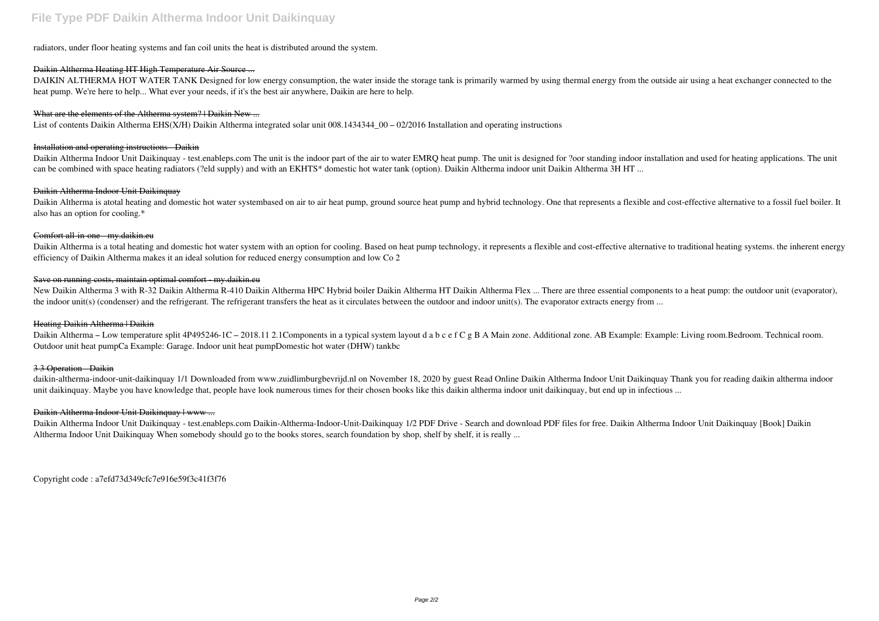radiators, under floor heating systems and fan coil units the heat is distributed around the system.

### Daikin Altherma Heating HT High Temperature Air Source ...

DAIKIN ALTHERMA HOT WATER TANK Designed for low energy consumption, the water inside the storage tank is primarily warmed by using thermal energy from the outside air using a heat exchanger connected to the heat pump. We're here to help... What ever your needs, if it's the best air anywhere, Daikin are here to help.

### What are the elements of the Altherma system? | Daikin New ...

List of contents Daikin Altherma EHS(X/H) Daikin Altherma integrated solar unit 008.1434344_00 – 02/2016 Installation and operating instructions

### Installation and operating instructions - Daikin

Daikin Altherma Indoor Unit Daikinquay - test.enableps.com The unit is the indoor part of the air to water EMRQ heat pump. The unit is designed for ?oor standing indoor installation and used for heating applications. The unit can be combined with space heating radiators (?eld supply) and with an EKHTS* domestic hot water tank (option). Daikin Altherma indoor unit Daikin Altherma 3H HT ...

### Daikin Altherma Indoor Unit Daikinquay

Daikin Altherma is atotal heating and domestic hot water systembased on air to air heat pump, ground source heat pump and hybrid technology. One that represents a flexible and cost-effective alternative to a fossil fuel boiler. It also has an option for cooling.*

### Comfort all-in-one - my.daikin.eu

Daikin Altherma is a total heating and domestic hot water system with an option for cooling. Based on heat pump technology, it represents a flexible and cost-effective alternative to traditional heating systems. the inherent energy efficiency of Daikin Altherma makes it an ideal solution for reduced energy consumption and low Co 2

### Save on running costs, maintain optimal comfort - my.daikin.eu

New Daikin Altherma 3 with R-32 Daikin Altherma R-410 Daikin Altherma HPC Hybrid boiler Daikin Altherma HT Daikin Altherma Flex ... There are three essential components to a heat pump: the outdoor unit (evaporator), the indoor unit(s) (condenser) and the refrigerant. The refrigerant transfers the heat as it circulates between the outdoor and indoor unit(s). The evaporator extracts energy from ...

### Heating Daikin Altherma | Daikin

Daikin Altherma – Low temperature split 4P495246-1C – 2018.11 2.1Components in a typical system layout d a b c e f C g B A Main zone. Additional zone. AB Example: Example: Living room.Bedroom. Technical room. Outdoor unit heat pumpCa Example: Garage. Indoor unit heat pumpDomestic hot water (DHW) tankbc

### 3 3 Operation - Daikin

daikin-altherma-indoor-unit-daikinquay 1/1 Downloaded from www.zuidlimburgbevrijd.nl on November 18, 2020 by guest Read Online Daikin Altherma Indoor Unit Daikinquay Thank you for reading daikin altherma indoor unit daikinquay. Maybe you have knowledge that, people have look numerous times for their chosen books like this daikin altherma indoor unit daikinquay, but end up in infectious ...

### Daikin Altherma Indoor Unit Daikinquay | www ...

Daikin Altherma Indoor Unit Daikinquay - test.enableps.com Daikin-Altherma-Indoor-Unit-Daikinquay 1/2 PDF Drive - Search and download PDF files for free. Daikin Altherma Indoor Unit Daikinquay [Book] Daikin Altherma Indoor Unit Daikinquay When somebody should go to the books stores, search foundation by shop, shelf by shelf, it is really ...

Copyright code : a7efd73d349cfc7e916e59f3c41f3f76